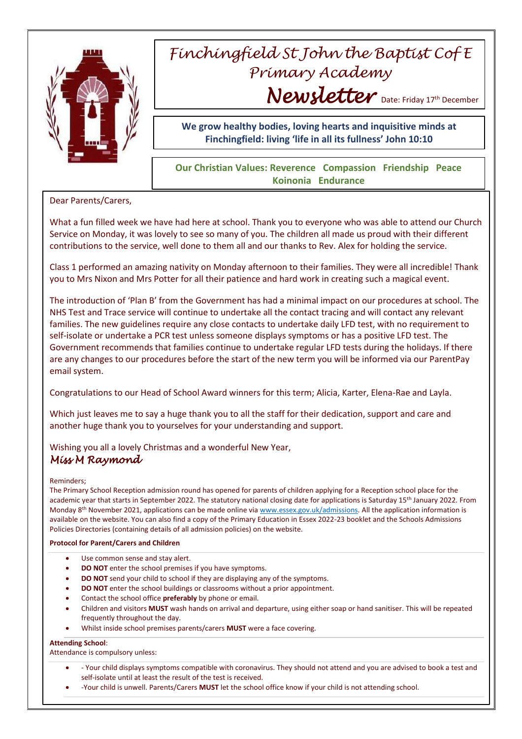# Finchingfield St John the Baptist C of E Primary Academy

## Newsletter

Date: Friday 17th December

**We grow healthy bodies, loving hearts and inquisitive minds at Finchingfield: living 'life in all its fullness' John 10:10**

**Our Christian Values: Reverence Compassion Friendship Peace Koinonia Endurance**

Dear Parents/Carers,

What a fun filled week we have had here at school. Thank you to everyone who was able to attend our Church Service on Monday, it was lovely to see so many of you. The children all made us proud with their different contributions to the service, well done to them all and our thanks to Rev. Alex for holding the service.

Class 1 performed an amazing nativity on Monday afternoon to their families. They were all incredible! Thank you to Mrs Nixon and Mrs Potter for all their patience and hard work in creating such a magical event.

The introduction of 'Plan B' from the Government has had a minimal impact on our procedures at school. The NHS Test and Trace service will continue to undertake all the contact tracing and will contact any relevant families. The new guidelines require any close contacts to undertake daily LFD test, with no requirement to self-isolate or undertake a PCR test unless someone displays symptoms or has a positive LFD test. The Government recommends that families continue to undertake regular LFD tests during the holidays. If there are any changes to our procedures before the start of the new term you will be informed via our ParentPay email system.

Congratulations to our Head of School Award winners for this term; Alicia, Karter, Elena-Rae and Layla.

Which just leaves me to say a huge thank you to all the staff for their dedication, support and care and another huge thank you to yourselves for your understanding and support.

Wishing you all a lovely Christmas and a wonderful New Year,

*Miss M Raymond*

Reminders;

The Primary School Reception admission round has opened for parents of children applying for a Reception school place for the academic year that starts in September 2022. The statutory national closing date for applications is Saturday 15th January 2022. From Monday 8th November 2021, applications can be made online via www.essex.gov.uk/admissions. All the application information is available on the website. You can also find a copy of the Primary Education in Essex 2022-23 booklet and the Schools Admissions Policies Directories (containing details of all admission policies) on the website.

**Protocol for Parent/Carers and Children**

- Use common sense and stay alert.
- **DO NOT** enter the school premises if you have symptoms.
- **DO NOT** send your child to school if they are displaying any of the symptoms.
- **DO NOT** enter the school buildings or classrooms without a prior appointment.
- Contact the school office **preferably** by phone or email.
- Children and visitors **MUST** wash hands on arrival and departure, using either soap or hand sanitiser. This will be repeated frequently throughout the day.
- Whilst inside school premises parents/carers **MUST** were a face covering.

**Attending School**:

Attendance is compulsory unless:

- - Your child displays symptoms compatible with coronavirus. They should not attend and you are advised to book a test and self-isolate until at least the result of the test is received.
- -Your child is unwell. Parents/Carers **MUST** let the school office know if your child is not attending school.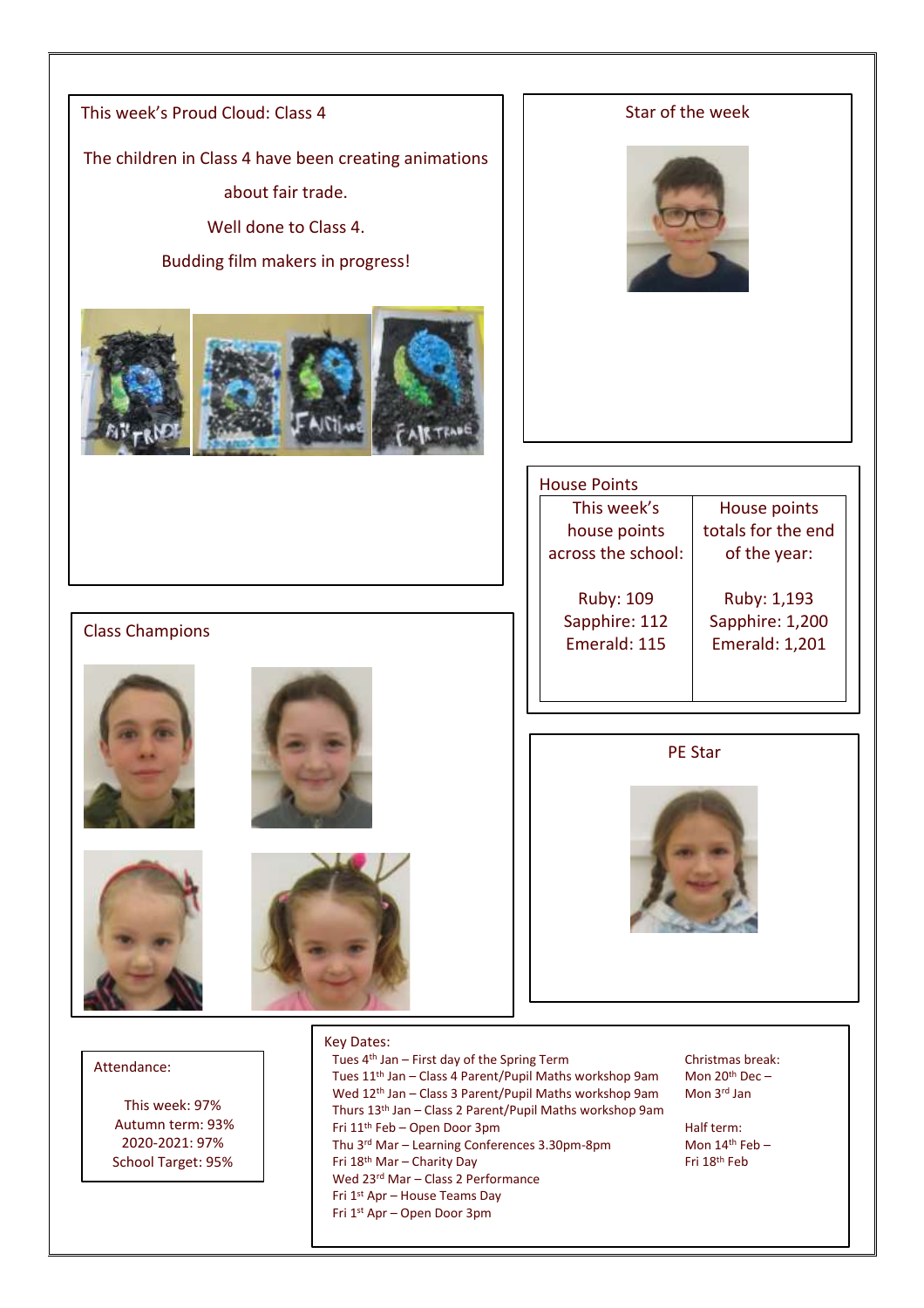## This week's Proud Cloud: Class 4

The children in Class 4 have been creating animations about fair trade.

Well done to Class 4.

Budding film makers in progress!

## Star of the week

## House Points

| This week's house points across the school: | House points totals for the end of the year: |
|---|---|
| Ruby: 109 | Ruby: 1,193 |
| Sapphire: 112 | Sapphire: 1,200 |
| Emerald: 115 | Emerald: 1,201 |

## Class Champions

## PE Star

## Attendance:

This week: 97%
Autumn term: 93%
2020-2021: 97%
School Target: 95%

## Key Dates:

- Tues 4th Jan – First day of the Spring Term
- Tues 11th Jan – Class 4 Parent/Pupil Maths workshop 9am
- Wed 12th Jan – Class 3 Parent/Pupil Maths workshop 9am
- Thurs 13th Jan – Class 2 Parent/Pupil Maths workshop 9am
- Fri 11th Feb – Open Door 3pm
- Thu 3rd Mar – Learning Conferences 3.30pm-8pm
- Fri 18th Mar – Charity Day
- Wed 23rd Mar – Class 2 Performance
- Fri 1st Apr – House Teams Day
- Fri 1st Apr – Open Door 3pm

Christmas break:
Mon 20th Dec –
Mon 3rd Jan

Half term:
Mon 14th Feb –
Fri 18th Feb